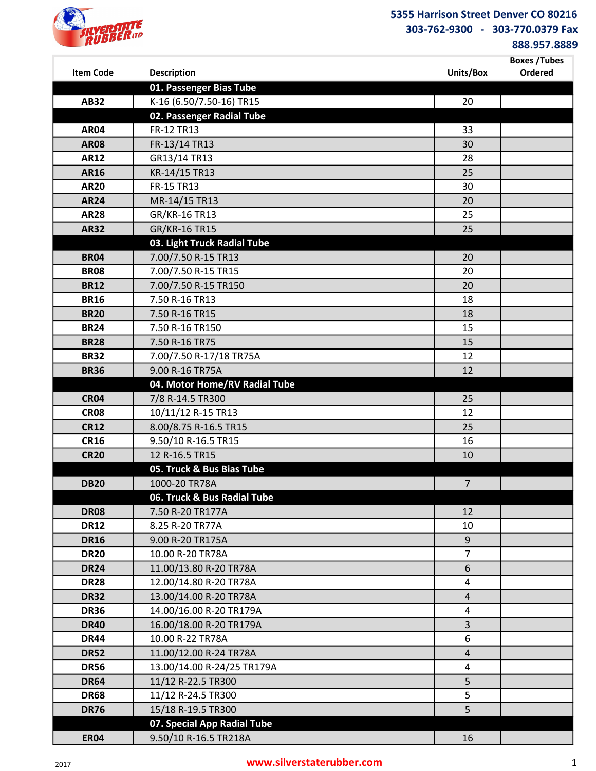**SILVERSTATE RUBBER LTD**

5355 Harrison Street Denver CO 80216
303-762-9300 - 303-770.0379 Fax
888.957.8889

| Item Code | Description | Units/Box | Boxes /Tubes Ordered |
|---|---|---|---|
| | **01. Passenger Bias Tube** | | |
| **AB32** | K-16 (6.50/7.50-16) TR15 | 20 | |
| | **02. Passenger Radial Tube** | | |
| **AR04** | FR-12 TR13 | 33 | |
| **AR08** | FR-13/14 TR13 | 30 | |
| **AR12** | GR13/14 TR13 | 28 | |
| **AR16** | KR-14/15 TR13 | 25 | |
| **AR20** | FR-15 TR13 | 30 | |
| **AR24** | MR-14/15 TR13 | 20 | |
| **AR28** | GR/KR-16 TR13 | 25 | |
| **AR32** | GR/KR-16 TR15 | 25 | |
| | **03. Light Truck Radial Tube** | | |
| **BR04** | 7.00/7.50 R-15 TR13 | 20 | |
| **BR08** | 7.00/7.50 R-15 TR15 | 20 | |
| **BR12** | 7.00/7.50 R-15 TR150 | 20 | |
| **BR16** | 7.50 R-16 TR13 | 18 | |
| **BR20** | 7.50 R-16 TR15 | 18 | |
| **BR24** | 7.50 R-16 TR150 | 15 | |
| **BR28** | 7.50 R-16 TR75 | 15 | |
| **BR32** | 7.00/7.50 R-17/18 TR75A | 12 | |
| **BR36** | 9.00 R-16 TR75A | 12 | |
| | **04. Motor Home/RV Radial Tube** | | |
| **CR04** | 7/8 R-14.5 TR300 | 25 | |
| **CR08** | 10/11/12 R-15 TR13 | 12 | |
| **CR12** | 8.00/8.75 R-16.5 TR15 | 25 | |
| **CR16** | 9.50/10 R-16.5 TR15 | 16 | |
| **CR20** | 12 R-16.5 TR15 | 10 | |
| | **05. Truck & Bus Bias Tube** | | |
| **DB20** | 1000-20 TR78A | 7 | |
| | **06. Truck & Bus Radial Tube** | | |
| **DR08** | 7.50 R-20 TR177A | 12 | |
| **DR12** | 8.25 R-20 TR77A | 10 | |
| **DR16** | 9.00 R-20 TR175A | 9 | |
| **DR20** | 10.00 R-20 TR78A | 7 | |
| **DR24** | 11.00/13.80 R-20 TR78A | 6 | |
| **DR28** | 12.00/14.80 R-20 TR78A | 4 | |
| **DR32** | 13.00/14.00 R-20 TR78A | 4 | |
| **DR36** | 14.00/16.00 R-20 TR179A | 4 | |
| **DR40** | 16.00/18.00 R-20 TR179A | 3 | |
| **DR44** | 10.00 R-22 TR78A | 6 | |
| **DR52** | 11.00/12.00 R-24 TR78A | 4 | |
| **DR56** | 13.00/14.00 R-24/25 TR179A | 4 | |
| **DR64** | 11/12 R-22.5 TR300 | 5 | |
| **DR68** | 11/12 R-24.5 TR300 | 5 | |
| **DR76** | 15/18 R-19.5 TR300 | 5 | |
| | **07. Special App Radial Tube** | | |
| **ER04** | 9.50/10 R-16.5 TR218A | 16 | |

2017 www.silverstaterubber.com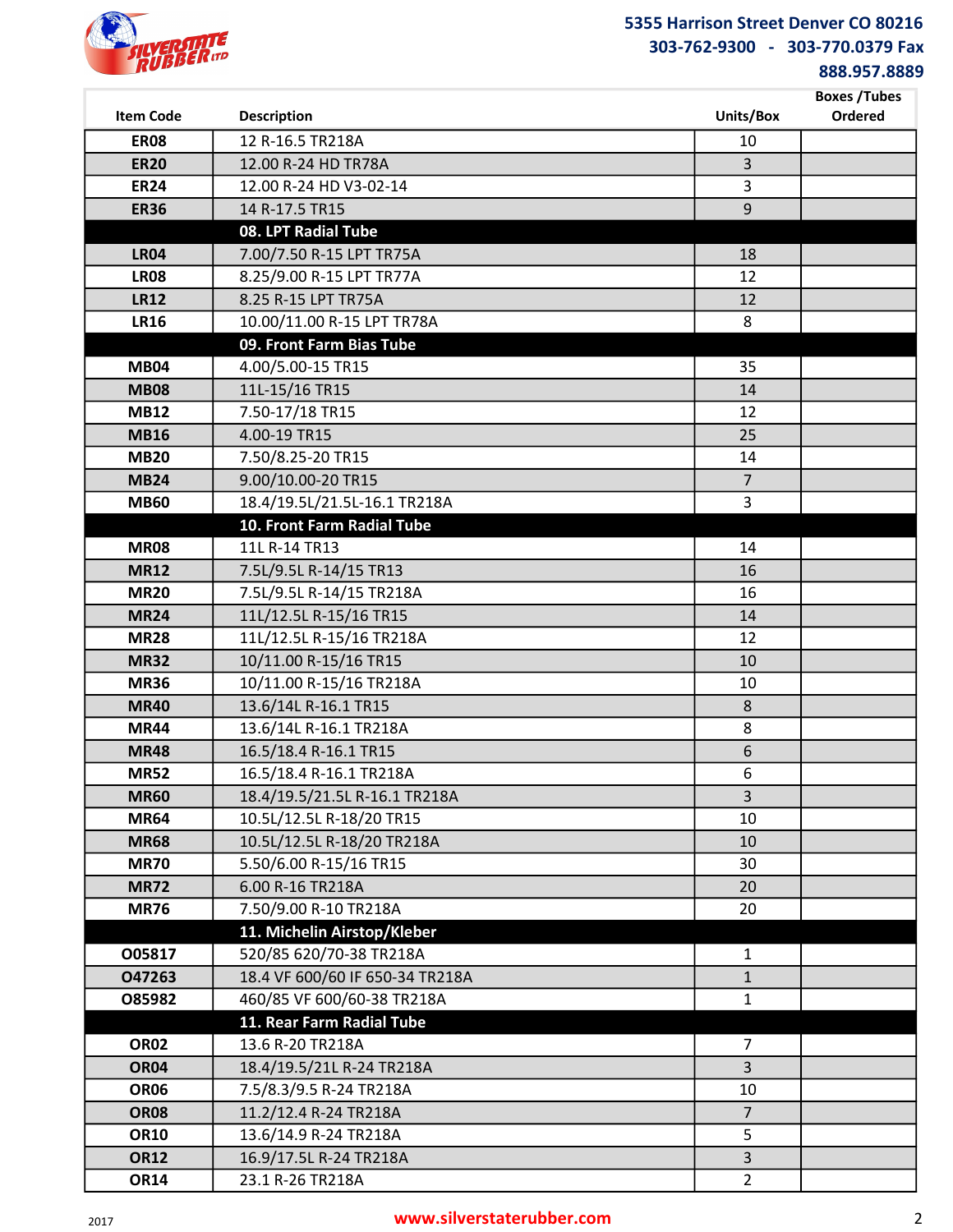5355 Harrison Street Denver CO 80216
303-762-9300 - 303-770.0379 Fax
888.957.8889

| Item Code | Description | Units/Box | Boxes /Tubes Ordered |
|---|---|---|---|
| ER08 | 12 R-16.5 TR218A | 10 | |
| ER20 | 12.00 R-24 HD TR78A | 3 | |
| ER24 | 12.00 R-24 HD V3-02-14 | 3 | |
| ER36 | 14 R-17.5 TR15 | 9 | |
| | **08. LPT Radial Tube** | | |
| LR04 | 7.00/7.50 R-15 LPT TR75A | 18 | |
| LR08 | 8.25/9.00 R-15 LPT TR77A | 12 | |
| LR12 | 8.25 R-15 LPT TR75A | 12 | |
| LR16 | 10.00/11.00 R-15 LPT TR78A | 8 | |
| | **09. Front Farm Bias Tube** | | |
| MB04 | 4.00/5.00-15 TR15 | 35 | |
| MB08 | 11L-15/16 TR15 | 14 | |
| MB12 | 7.50-17/18 TR15 | 12 | |
| MB16 | 4.00-19 TR15 | 25 | |
| MB20 | 7.50/8.25-20 TR15 | 14 | |
| MB24 | 9.00/10.00-20 TR15 | 7 | |
| MB60 | 18.4/19.5L/21.5L-16.1 TR218A | 3 | |
| | **10. Front Farm Radial Tube** | | |
| MR08 | 11L R-14 TR13 | 14 | |
| MR12 | 7.5L/9.5L R-14/15 TR13 | 16 | |
| MR20 | 7.5L/9.5L R-14/15 TR218A | 16 | |
| MR24 | 11L/12.5L R-15/16 TR15 | 14 | |
| MR28 | 11L/12.5L R-15/16 TR218A | 12 | |
| MR32 | 10/11.00 R-15/16 TR15 | 10 | |
| MR36 | 10/11.00 R-15/16 TR218A | 10 | |
| MR40 | 13.6/14L R-16.1 TR15 | 8 | |
| MR44 | 13.6/14L R-16.1 TR218A | 8 | |
| MR48 | 16.5/18.4 R-16.1 TR15 | 6 | |
| MR52 | 16.5/18.4 R-16.1 TR218A | 6 | |
| MR60 | 18.4/19.5/21.5L R-16.1 TR218A | 3 | |
| MR64 | 10.5L/12.5L R-18/20 TR15 | 10 | |
| MR68 | 10.5L/12.5L R-18/20 TR218A | 10 | |
| MR70 | 5.50/6.00 R-15/16 TR15 | 30 | |
| MR72 | 6.00 R-16 TR218A | 20 | |
| MR76 | 7.50/9.00 R-10 TR218A | 20 | |
| | **11. Michelin Airstop/Kleber** | | |
| 005817 | 520/85 620/70-38 TR218A | 1 | |
| 047263 | 18.4 VF 600/60 IF 650-34 TR218A | 1 | |
| 085982 | 460/85 VF 600/60-38 TR218A | 1 | |
| | **11. Rear Farm Radial Tube** | | |
| OR02 | 13.6 R-20 TR218A | 7 | |
| OR04 | 18.4/19.5/21L R-24 TR218A | 3 | |
| OR06 | 7.5/8.3/9.5 R-24 TR218A | 10 | |
| OR08 | 11.2/12.4 R-24 TR218A | 7 | |
| OR10 | 13.6/14.9 R-24 TR218A | 5 | |
| OR12 | 16.9/17.5L R-24 TR218A | 3 | |
| OR14 | 23.1 R-26 TR218A | 2 | |

2017 www.silverstaterubber.com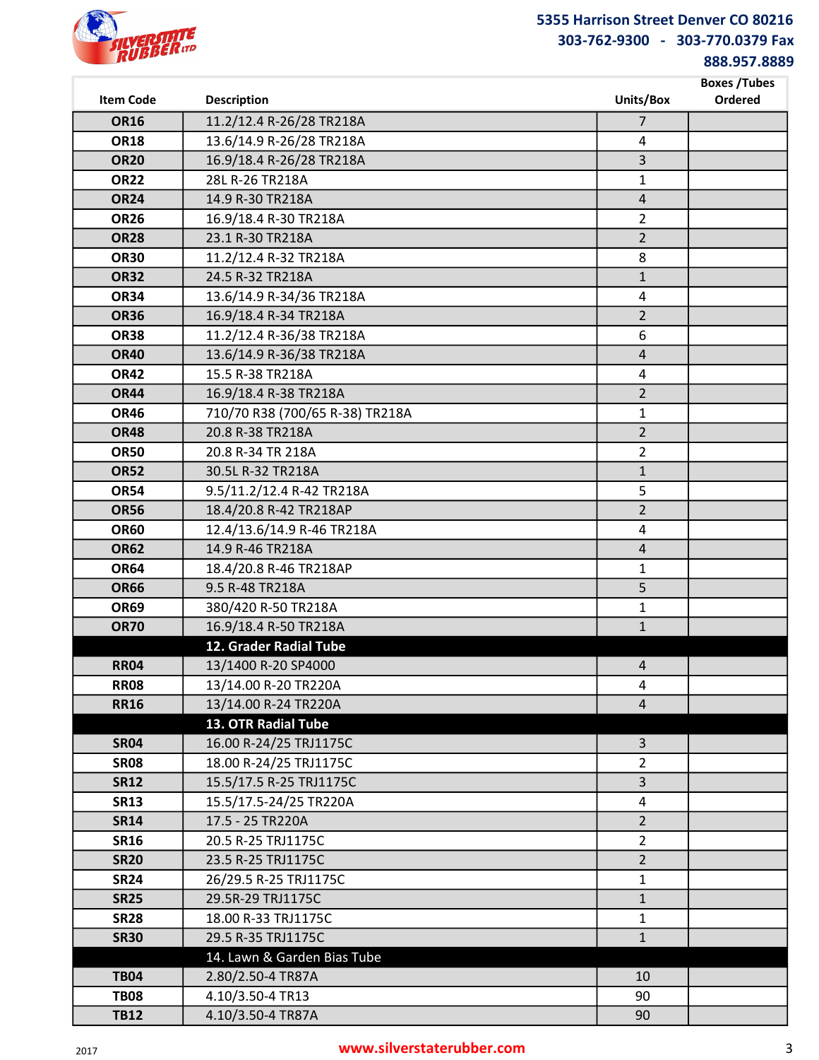5355 Harrison Street Denver CO 80216
303-762-9300 - 303-770.0379 Fax
888.957.8889

| Item Code | Description | Units/Box | Boxes /Tubes Ordered |
|---|---|---|---|
| **OR16** | 11.2/12.4 R-26/28 TR218A | 7 | |
| **OR18** | 13.6/14.9 R-26/28 TR218A | 4 | |
| **OR20** | 16.9/18.4 R-26/28 TR218A | 3 | |
| **OR22** | 28L R-26 TR218A | 1 | |
| **OR24** | 14.9 R-30 TR218A | 4 | |
| **OR26** | 16.9/18.4 R-30 TR218A | 2 | |
| **OR28** | 23.1 R-30 TR218A | 2 | |
| **OR30** | 11.2/12.4 R-32 TR218A | 8 | |
| **OR32** | 24.5 R-32 TR218A | 1 | |
| **OR34** | 13.6/14.9 R-34/36 TR218A | 4 | |
| **OR36** | 16.9/18.4 R-34 TR218A | 2 | |
| **OR38** | 11.2/12.4 R-36/38 TR218A | 6 | |
| **OR40** | 13.6/14.9 R-36/38 TR218A | 4 | |
| **OR42** | 15.5 R-38 TR218A | 4 | |
| **OR44** | 16.9/18.4 R-38 TR218A | 2 | |
| **OR46** | 710/70 R38 (700/65 R-38) TR218A | 1 | |
| **OR48** | 20.8 R-38 TR218A | 2 | |
| **OR50** | 20.8 R-34 TR 218A | 2 | |
| **OR52** | 30.5L R-32 TR218A | 1 | |
| **OR54** | 9.5/11.2/12.4 R-42 TR218A | 5 | |
| **OR56** | 18.4/20.8 R-42 TR218AP | 2 | |
| **OR60** | 12.4/13.6/14.9 R-46 TR218A | 4 | |
| **OR62** | 14.9 R-46 TR218A | 4 | |
| **OR64** | 18.4/20.8 R-46 TR218AP | 1 | |
| **OR66** | 9.5 R-48 TR218A | 5 | |
| **OR69** | 380/420 R-50 TR218A | 1 | |
| **OR70** | 16.9/18.4 R-50 TR218A | 1 | |
| | **12. Grader Radial Tube** | | |
| **RR04** | 13/1400 R-20 SP4000 | 4 | |
| **RR08** | 13/14.00 R-20 TR220A | 4 | |
| **RR16** | 13/14.00 R-24 TR220A | 4 | |
| | **13. OTR Radial Tube** | | |
| **SR04** | 16.00 R-24/25 TRJ1175C | 3 | |
| **SR08** | 18.00 R-24/25 TRJ1175C | 2 | |
| **SR12** | 15.5/17.5 R-25 TRJ1175C | 3 | |
| **SR13** | 15.5/17.5-24/25 TR220A | 4 | |
| **SR14** | 17.5 - 25 TR220A | 2 | |
| **SR16** | 20.5 R-25 TRJ1175C | 2 | |
| **SR20** | 23.5 R-25 TRJ1175C | 2 | |
| **SR24** | 26/29.5 R-25 TRJ1175C | 1 | |
| **SR25** | 29.5R-29 TRJ1175C | 1 | |
| **SR28** | 18.00 R-33 TRJ1175C | 1 | |
| **SR30** | 29.5 R-35 TRJ1175C | 1 | |
| | 14. Lawn & Garden Bias Tube | | |
| **TB04** | 2.80/2.50-4 TR87A | 10 | |
| **TB08** | 4.10/3.50-4 TR13 | 90 | |
| **TB12** | 4.10/3.50-4 TR87A | 90 | |

2017 www.silverstaterubber.com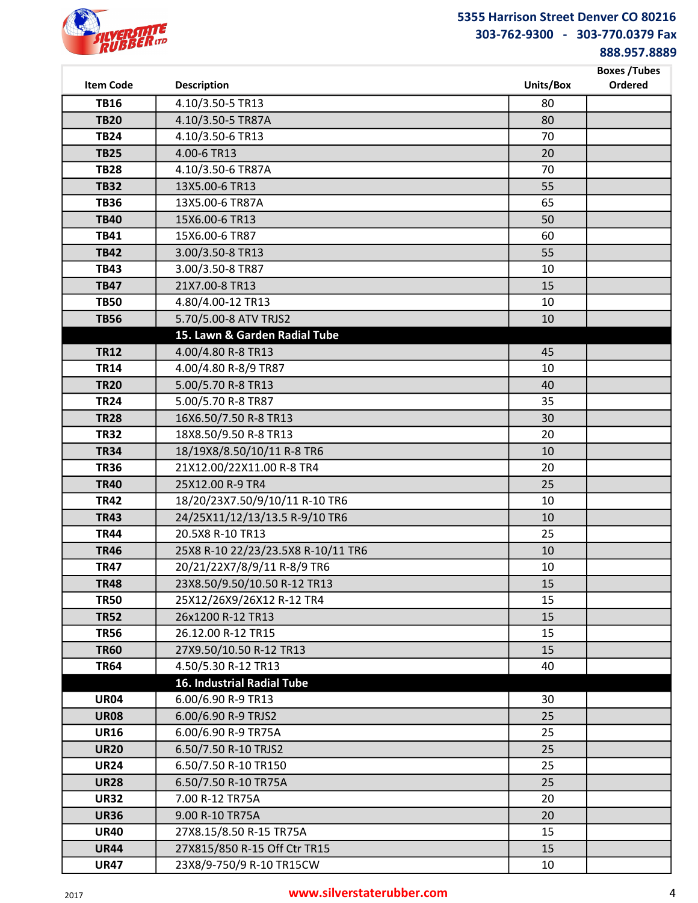5355 Harrison Street Denver CO 80216
303-762-9300 - 303-770.0379 Fax
888.957.8889

| Item Code | Description | Units/Box | Boxes /Tubes Ordered |
|---|---|---|---|
| **TB16** | 4.10/3.50-5 TR13 | 80 | |
| **TB20** | 4.10/3.50-5 TR87A | 80 | |
| **TB24** | 4.10/3.50-6 TR13 | 70 | |
| **TB25** | 4.00-6 TR13 | 20 | |
| **TB28** | 4.10/3.50-6 TR87A | 70 | |
| **TB32** | 13X5.00-6 TR13 | 55 | |
| **TB36** | 13X5.00-6 TR87A | 65 | |
| **TB40** | 15X6.00-6 TR13 | 50 | |
| **TB41** | 15X6.00-6 TR87 | 60 | |
| **TB42** | 3.00/3.50-8 TR13 | 55 | |
| **TB43** | 3.00/3.50-8 TR87 | 10 | |
| **TB47** | 21X7.00-8 TR13 | 15 | |
| **TB50** | 4.80/4.00-12 TR13 | 10 | |
| **TB56** | 5.70/5.00-8 ATV TRJS2 | 10 | |
| | **15. Lawn & Garden Radial Tube** | | |
| **TR12** | 4.00/4.80 R-8 TR13 | 45 | |
| **TR14** | 4.00/4.80 R-8/9 TR87 | 10 | |
| **TR20** | 5.00/5.70 R-8 TR13 | 40 | |
| **TR24** | 5.00/5.70 R-8 TR87 | 35 | |
| **TR28** | 16X6.50/7.50 R-8 TR13 | 30 | |
| **TR32** | 18X8.50/9.50 R-8 TR13 | 20 | |
| **TR34** | 18/19X8/8.50/10/11 R-8 TR6 | 10 | |
| **TR36** | 21X12.00/22X11.00 R-8 TR4 | 20 | |
| **TR40** | 25X12.00 R-9 TR4 | 25 | |
| **TR42** | 18/20/23X7.50/9/10/11 R-10 TR6 | 10 | |
| **TR43** | 24/25X11/12/13/13.5 R-9/10 TR6 | 10 | |
| **TR44** | 20.5X8 R-10 TR13 | 25 | |
| **TR46** | 25X8 R-10 22/23/23.5X8 R-10/11 TR6 | 10 | |
| **TR47** | 20/21/22X7/8/9/11 R-8/9 TR6 | 10 | |
| **TR48** | 23X8.50/9.50/10.50 R-12 TR13 | 15 | |
| **TR50** | 25X12/26X9/26X12 R-12 TR4 | 15 | |
| **TR52** | 26x1200 R-12 TR13 | 15 | |
| **TR56** | 26.12.00 R-12 TR15 | 15 | |
| **TR60** | 27X9.50/10.50 R-12 TR13 | 15 | |
| **TR64** | 4.50/5.30 R-12 TR13 | 40 | |
| | **16. Industrial Radial Tube** | | |
| **UR04** | 6.00/6.90 R-9 TR13 | 30 | |
| **UR08** | 6.00/6.90 R-9 TRJS2 | 25 | |
| **UR16** | 6.00/6.90 R-9 TR75A | 25 | |
| **UR20** | 6.50/7.50 R-10 TRJS2 | 25 | |
| **UR24** | 6.50/7.50 R-10 TR150 | 25 | |
| **UR28** | 6.50/7.50 R-10 TR75A | 25 | |
| **UR32** | 7.00 R-12 TR75A | 20 | |
| **UR36** | 9.00 R-10 TR75A | 20 | |
| **UR40** | 27X8.15/8.50 R-15 TR75A | 15 | |
| **UR44** | 27X815/850 R-15 Off Ctr TR15 | 15 | |
| **UR47** | 23X8/9-750/9 R-10 TR15CW | 10 | |

2017

www.silverstaterubber.com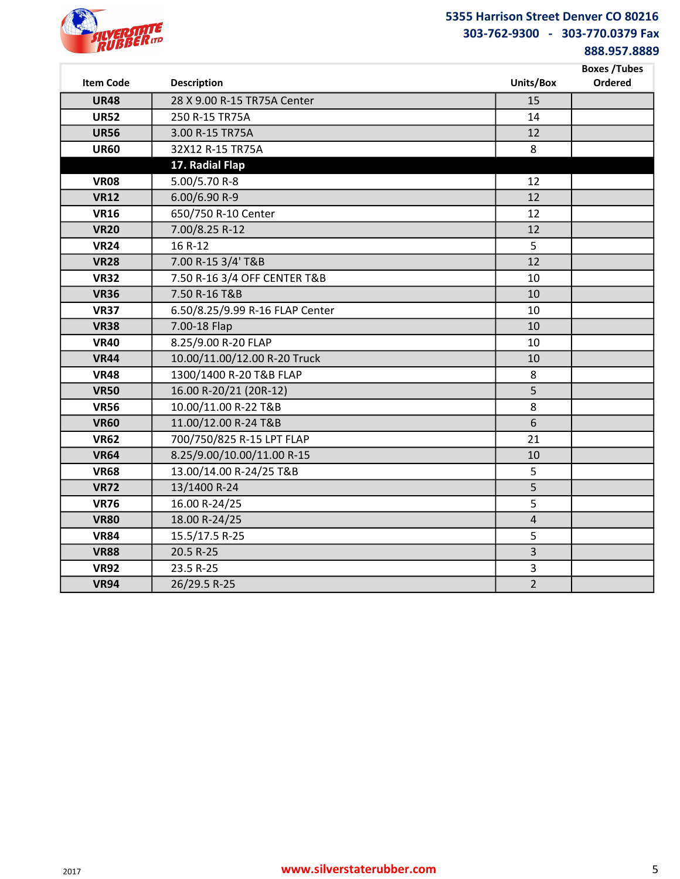5355 Harrison Street Denver CO 80216
303-762-9300 - 303-770.0379 Fax
888.957.8889

| Item Code | Description | Units/Box | Boxes /Tubes Ordered |
|---|---|---|---|
| **UR48** | 28 X 9.00 R-15 TR75A Center | 15 | |
| **UR52** | 250 R-15 TR75A | 14 | |
| **UR56** | 3.00 R-15 TR75A | 12 | |
| **UR60** | 32X12 R-15 TR75A | 8 | |
| | **17. Radial Flap** | | |
| **VR08** | 5.00/5.70 R-8 | 12 | |
| **VR12** | 6.00/6.90 R-9 | 12 | |
| **VR16** | 650/750 R-10 Center | 12 | |
| **VR20** | 7.00/8.25 R-12 | 12 | |
| **VR24** | 16 R-12 | 5 | |
| **VR28** | 7.00 R-15 3/4' T&B | 12 | |
| **VR32** | 7.50 R-16 3/4 OFF CENTER T&B | 10 | |
| **VR36** | 7.50 R-16 T&B | 10 | |
| **VR37** | 6.50/8.25/9.99 R-16 FLAP Center | 10 | |
| **VR38** | 7.00-18 Flap | 10 | |
| **VR40** | 8.25/9.00 R-20 FLAP | 10 | |
| **VR44** | 10.00/11.00/12.00 R-20 Truck | 10 | |
| **VR48** | 1300/1400 R-20 T&B FLAP | 8 | |
| **VR50** | 16.00 R-20/21 (20R-12) | 5 | |
| **VR56** | 10.00/11.00 R-22 T&B | 8 | |
| **VR60** | 11.00/12.00 R-24 T&B | 6 | |
| **VR62** | 700/750/825 R-15 LPT FLAP | 21 | |
| **VR64** | 8.25/9.00/10.00/11.00 R-15 | 10 | |
| **VR68** | 13.00/14.00 R-24/25 T&B | 5 | |
| **VR72** | 13/1400 R-24 | 5 | |
| **VR76** | 16.00 R-24/25 | 5 | |
| **VR80** | 18.00 R-24/25 | 4 | |
| **VR84** | 15.5/17.5 R-25 | 5 | |
| **VR88** | 20.5 R-25 | 3 | |
| **VR92** | 23.5 R-25 | 3 | |
| **VR94** | 26/29.5 R-25 | 2 | |

2017

www.silverstaterubber.com